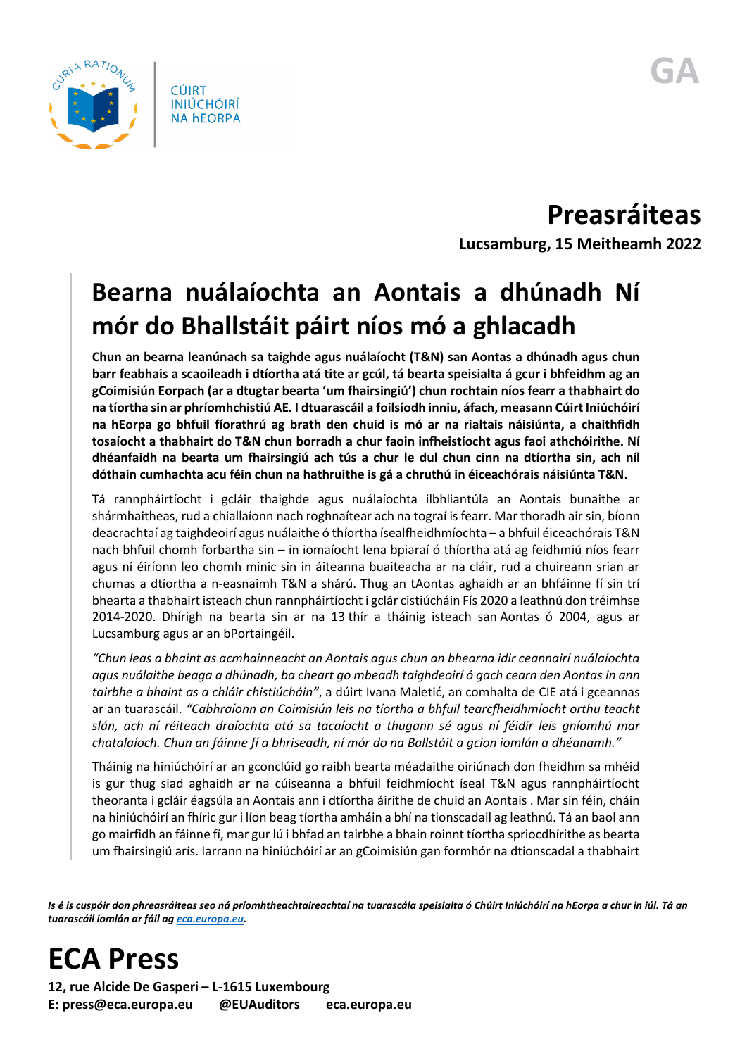CÚIRT INIÚCHÓIRÍ NA hEORPA

GA

# Preasráiteas

**Lucsamburg, 15 Meitheamh 2022**

## Bearna nuálaíochta an Aontais a dhúnadh Ní mór do Bhallstáit páirt níos mó a ghlacadh

**Chun an bearna leanúnach sa taighde agus nuálaíocht (T&N) san Aontas a dhúnadh agus chun barr feabhais a scaoileadh i dtíortha atá tite ar gcúl, tá bearta speisialta á gcur i bhfeidhm ag an gCoimisiún Eorpach (ar a dtugtar bearta 'um fhairsingiú') chun rochtain níos fearr a thabhairt do na tíortha sin ar phríomhchistiú AE. I dtuarascáil a foilsíodh inniu, áfach, measann Cúirt Iniúchóirí na hEorpa go bhfuil fíorathrú ag brath den chuid is mó ar na rialtais náisiúnta, a chaithfidh tosaíocht a thabhairt do T&N chun borradh a chur faoin infheistíocht agus faoi athchóirithe. Ní dhéanfaidh na bearta um fhairsingiú ach tús a chur le dul chun cinn na dtíortha sin, ach níl dóthain cumhachta acu féin chun na hathruithe is gá a chruthú in éiceachórais náisiúnta T&N.**

Tá rannpháirtíocht i gcláir thaighde agus nuálaíochta ilbhliantúla an Aontais bunaithe ar shármhaitheas, rud a chiallaíonn nach roghnaítear ach na tograí is fearr. Mar thoradh air sin, bíonn deacrachtaí ag taighdeoirí agus nuálaithe ó thíortha ísealfheidhmíochta – a bhfuil éiceachórais T&N nach bhfuil chomh forbartha sin – in iomaíocht lena bpiaraí ó thíortha atá ag feidhmiú níos fearr agus ní éiríonn leo chomh minic sin in áiteanna buaiteacha ar na cláir, rud a chuireann srian ar chumas a dtíortha a n-easnaimh T&N a shárú. Thug an tAontas aghaidh ar an bhfáinne fí sin trí bhearta a thabhairt isteach chun rannpháirtíocht i gclár cistiúcháin Fís 2020 a leathnú don tréimhse 2014-2020. Dhírigh na bearta sin ar na 13 thír a tháinig isteach san Aontas ó 2004, agus ar Lucsamburg agus ar an bPortaingéil.

*"Chun leas a bhaint as acmhainneacht an Aontais agus chun an bhearna idir ceannairí nuálaíochta agus nuálaithe beaga a dhúnadh, ba cheart go mbeadh taighdeoirí ó gach cearn den Aontas in ann tairbhe a bhaint as a chláir chistiúcháin"*, a dúirt Ivana Maletić, an comhalta de CIE atá i gceannas ar an tuarascáil. *"Cabhraíonn an Coimisiún leis na tíortha a bhfuil tearcfheidhmíocht orthu teacht slán, ach ní réiteach draíochta atá sa tacaíocht a thugann sé agus ní féidir leis gníomhú mar chatalaíoch. Chun an fáinne fí a bhriseadh, ní mór do na Ballstáit a gcion iomlán a dhéanamh."*

Tháinig na hiniúchóirí ar an gconclúid go raibh bearta méadaithe oiriúnach don fheidhm sa mhéid is gur thug siad aghaidh ar na cúiseanna a bhfuil feidhmíocht íseal T&N agus rannpháirtíocht theoranta i gcláir éagsúla an Aontais ann i dtíortha áirithe de chuid an Aontais . Mar sin féin, cháin na hiniúchóirí an fhíric gur i líon beag tíortha amháin a bhí na tionscadail ag leathnú. Tá an baol ann go mairfidh an fáinne fí, mar gur lú i bhfad an tairbhe a bhain roinnt tíortha spriocdhírithe as bearta um fhairsingiú arís. Iarrann na hiniúchóirí ar an gCoimisiún gan formhór na dtionscadal a thabhairt

*Is é is cuspóir don phreasráiteas seo ná príomhtheachtaireachtaí na tuarascála speisialta ó Chúirt Iniúchóirí na hEorpa a chur in iúl. Tá an tuarascáil iomlán ar fáil ag eca.europa.eu.*

# ECA Press

**12, rue Alcide De Gasperi – L-1615 Luxembourg**
**E: press@eca.europa.eu    @EUAuditors    eca.europa.eu**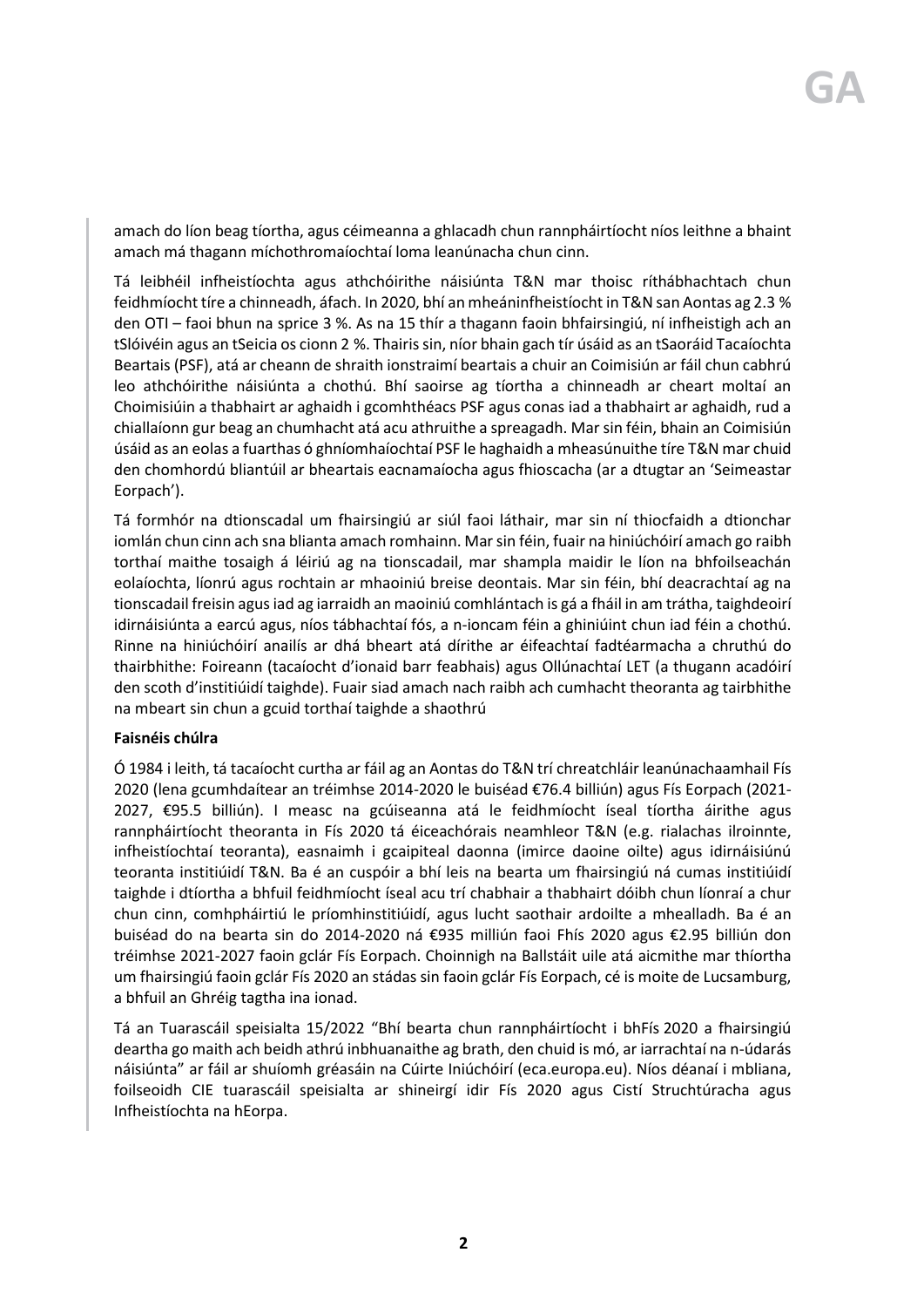amach do líon beag tíortha, agus céimeanna a ghlacadh chun rannpháirtíocht níos leithne a bhaint amach má thagann míchothromaíochtaí loma leanúnacha chun cinn.

Tá leibhéil infheistíochta agus athchóirithe náisiúnta T&N mar thoisc ríthábhachtach chun feidhmíocht tíre a chinneadh, áfach. In 2020, bhí an mheáninfheistíocht in T&N san Aontas ag 2.3 % den OTI – faoi bhun na sprice 3 %. As na 15 thír a thagann faoin bhfairsingiú, ní infheistigh ach an tSlóivéin agus an tSeicia os cionn 2 %. Thairis sin, níor bhain gach tír úsáid as an tSaoráid Tacaíochta Beartais (PSF), atá ar cheann de shraith ionstraimí beartais a chuir an Coimisiún ar fáil chun cabhrú leo athchóirithe náisiúnta a chothú. Bhí saoirse ag tíortha a chinneadh ar cheart moltaí an Choimisiúin a thabhairt ar aghaidh i gcomhthéacs PSF agus conas iad a thabhairt ar aghaidh, rud a chiallaíonn gur beag an chumhacht atá acu athruithe a spreagadh. Mar sin féin, bhain an Coimisiún úsáid as an eolas a fuarthas ó ghníomhaíochtaí PSF le haghaidh a mheasúnuithe tíre T&N mar chuid den chomhordú bliantúil ar bheartais eacnamaíocha agus fhioscacha (ar a dtugtar an 'Seimeastar Eorpach').

Tá formhór na dtionscadal um fhairsingiú ar siúl faoi láthair, mar sin ní thiocfaidh a dtionchar iomlán chun cinn ach sna blianta amach romhainn. Mar sin féin, fuair na hiniúchóirí amach go raibh torthaí maithe tosaigh á léiriú ag na tionscadail, mar shampla maidir le líon na bhfoilseachán eolaíochta, líonrú agus rochtain ar mhaoiniú breise deontais. Mar sin féin, bhí deacrachtaí ag na tionscadail freisin agus iad ag iarraidh an maoiniú comhlántach is gá a fháil in am trátha, taighdeoirí idirnáisiúnta a earcú agus, níos tábhachtaí fós, a n-ioncam féin a ghiniúint chun iad féin a chothú. Rinne na hiniúchóirí anailís ar dhá bheart atá dírithe ar éifeachtaí fadtéarmacha a chruthú do thairbhithe: Foireann (tacaíocht d'ionaid barr feabhais) agus Ollúnachtaí LET (a thugann acadóirí den scoth d'institiúidí taighde). Fuair siad amach nach raibh ach cumhacht theoranta ag tairbhithe na mbeart sin chun a gcuid torthaí taighde a shaothrú

**Faisnéis chúlra**

Ó 1984 i leith, tá tacaíocht curtha ar fáil ag an Aontas do T&N trí chreatchláir leanúnachaamhail Fís 2020 (lena gcumhdaítear an tréimhse 2014-2020 le buiséad €76.4 billiún) agus Fís Eorpach (2021-2027, €95.5 billiún). I measc na gcúiseanna atá le feidhmíocht íseal tíortha áirithe agus rannpháirtíocht theoranta in Fís 2020 tá éiceachórais neamhleor T&N (e.g. rialachas ilroinnte, infheistíochtaí teoranta), easnaimh i gcaipiteal daonna (imirce daoine oilte) agus idirnáisiúnú teoranta institiúidí T&N. Ba é an cuspóir a bhí leis na bearta um fhairsingiú ná cumas institiúidí taighde i dtíortha a bhfuil feidhmíocht íseal acu trí chabhair a thabhairt dóibh chun líonraí a chur chun cinn, comhpháirtiú le príomhinstitiúidí, agus lucht saothair ardoilte a mhealladh. Ba é an buiséad do na bearta sin do 2014-2020 ná €935 milliún faoi Fhís 2020 agus €2.95 billiún don tréimhse 2021-2027 faoin gclár Fís Eorpach. Choinnigh na Ballstáit uile atá aicmithe mar thíortha um fhairsingiú faoin gclár Fís 2020 an stádas sin faoin gclár Fís Eorpach, cé is moite de Lucsamburg, a bhfuil an Ghréig tagtha ina ionad.

Tá an Tuarascáil speisialta 15/2022 "Bhí bearta chun rannpháirtíocht i bhFís 2020 a fhairsingiú deartha go maith ach beidh athrú inbhuanaithe ag brath, den chuid is mó, ar iarrachtaí na n-údarás náisiúnta" ar fáil ar shuíomh gréasáin na Cúirte Iniúchóirí (eca.europa.eu). Níos déanaí i mbliana, foilseoidh CIE tuarascáil speisialta ar shineirgí idir Fís 2020 agus Cistí Struchtúracha agus Infheistíochta na hEorpa.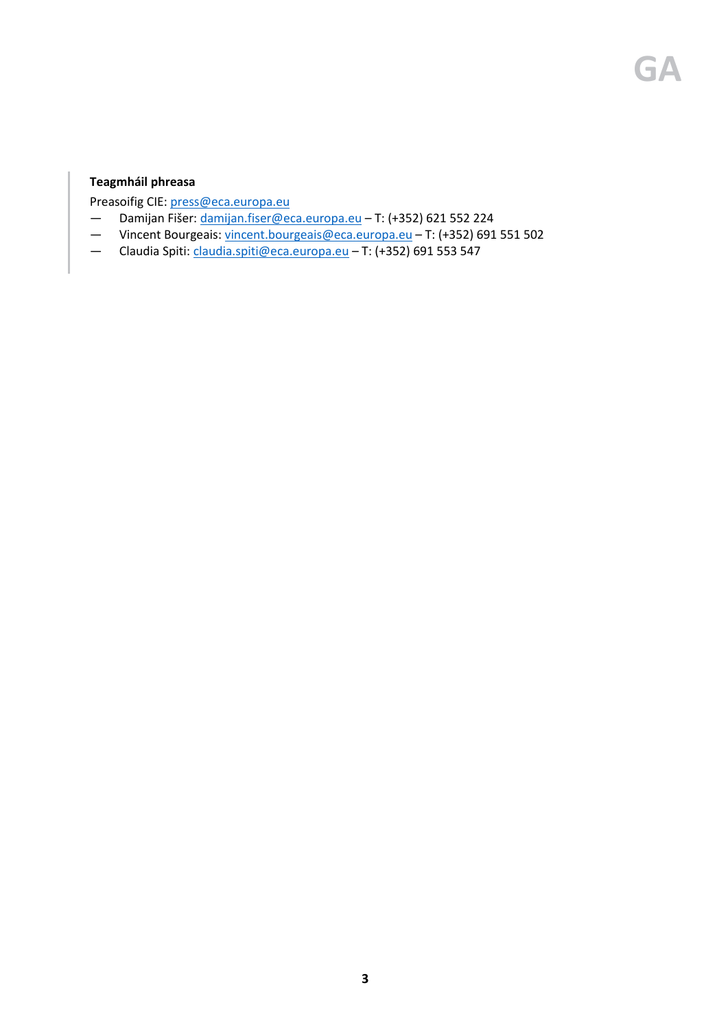**Teagmháil phreasa**

Preasoifig CIE: press@eca.europa.eu

- Damijan Fišer: damijan.fiser@eca.europa.eu – T: (+352) 621 552 224
- Vincent Bourgeais: vincent.bourgeais@eca.europa.eu – T: (+352) 691 551 502
- Claudia Spiti: claudia.spiti@eca.europa.eu – T: (+352) 691 553 547